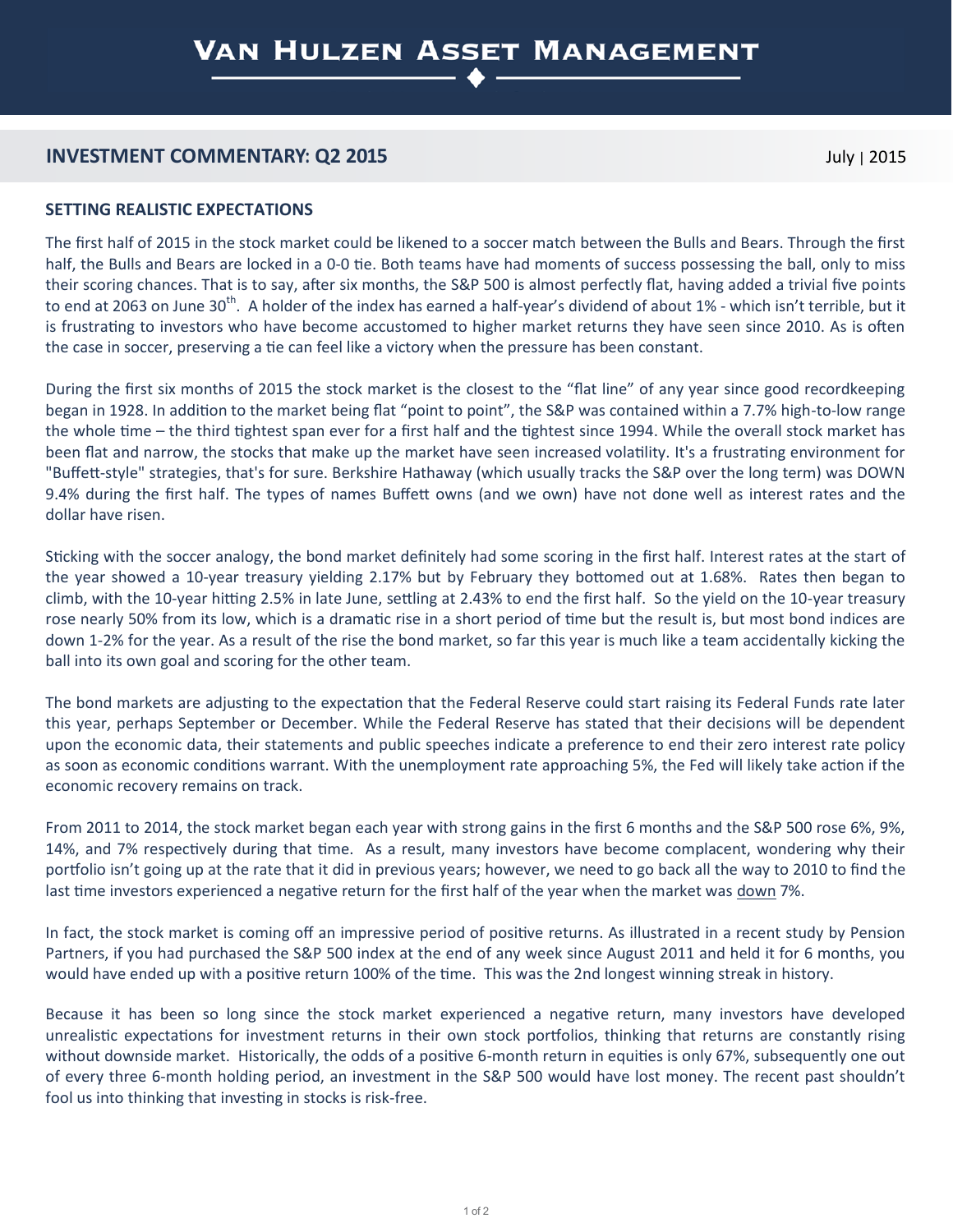# Van Hulzen Asset Management

## INVESTMENT COMMENTARY: Q2 2015

July | 2015

### SETTING REALISTIC EXPECTATIONS

The first half of 2015 in the stock market could be likened to a soccer match between the Bulls and Bears. Through the first half, the Bulls and Bears are locked in a 0-0 tie. Both teams have had moments of success possessing the ball, only to miss their scoring chances. That is to say, after six months, the S&P 500 is almost perfectly flat, having added a trivial five points to end at 2063 on June 30th. A holder of the index has earned a half-year's dividend of about 1% - which isn't terrible, but it is frustrating to investors who have become accustomed to higher market returns they have seen since 2010. As is often the case in soccer, preserving a tie can feel like a victory when the pressure has been constant.

During the first six months of 2015 the stock market is the closest to the "flat line" of any year since good recordkeeping began in 1928. In addition to the market being flat "point to point", the S&P was contained within a 7.7% high-to-low range the whole time – the third tightest span ever for a first half and the tightest since 1994. While the overall stock market has been flat and narrow, the stocks that make up the market have seen increased volatility. It's a frustrating environment for "Buffett-style" strategies, that's for sure. Berkshire Hathaway (which usually tracks the S&P over the long term) was DOWN 9.4% during the first half. The types of names Buffett owns (and we own) have not done well as interest rates and the dollar have risen.

Sticking with the soccer analogy, the bond market definitely had some scoring in the first half. Interest rates at the start of the year showed a 10-year treasury yielding 2.17% but by February they bottomed out at 1.68%. Rates then began to climb, with the 10-year hitting 2.5% in late June, settling at 2.43% to end the first half. So the yield on the 10-year treasury rose nearly 50% from its low, which is a dramatic rise in a short period of time but the result is, but most bond indices are down 1-2% for the year. As a result of the rise the bond market, so far this year is much like a team accidentally kicking the ball into its own goal and scoring for the other team.

The bond markets are adjusting to the expectation that the Federal Reserve could start raising its Federal Funds rate later this year, perhaps September or December. While the Federal Reserve has stated that their decisions will be dependent upon the economic data, their statements and public speeches indicate a preference to end their zero interest rate policy as soon as economic conditions warrant. With the unemployment rate approaching 5%, the Fed will likely take action if the economic recovery remains on track.

From 2011 to 2014, the stock market began each year with strong gains in the first 6 months and the S&P 500 rose 6%, 9%, 14%, and 7% respectively during that time. As a result, many investors have become complacent, wondering why their portfolio isn't going up at the rate that it did in previous years; however, we need to go back all the way to 2010 to find the last time investors experienced a negative return for the first half of the year when the market was down 7%.

In fact, the stock market is coming off an impressive period of positive returns. As illustrated in a recent study by Pension Partners, if you had purchased the S&P 500 index at the end of any week since August 2011 and held it for 6 months, you would have ended up with a positive return 100% of the time. This was the 2nd longest winning streak in history.

Because it has been so long since the stock market experienced a negative return, many investors have developed unrealistic expectations for investment returns in their own stock portfolios, thinking that returns are constantly rising without downside market. Historically, the odds of a positive 6-month return in equities is only 67%, subsequently one out of every three 6-month holding period, an investment in the S&P 500 would have lost money. The recent past shouldn't fool us into thinking that investing in stocks is risk-free.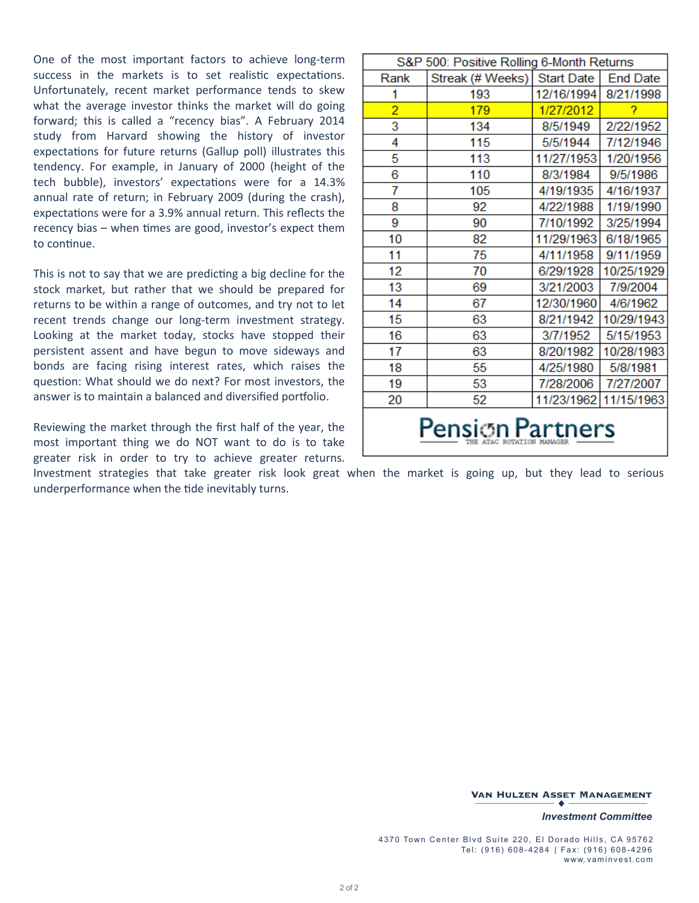One of the most important factors to achieve long-term success in the markets is to set realistic expectations. Unfortunately, recent market performance tends to skew what the average investor thinks the market will do going forward; this is called a "recency bias". A February 2014 study from Harvard showing the history of investor expectations for future returns (Gallup poll) illustrates this tendency. For example, in January of 2000 (height of the tech bubble), investors' expectations were for a 14.3% annual rate of return; in February 2009 (during the crash), expectations were for a 3.9% annual return. This reflects the recency bias – when times are good, investor's expect them to continue.

This is not to say that we are predicting a big decline for the stock market, but rather that we should be prepared for returns to be within a range of outcomes, and try not to let recent trends change our long-term investment strategy. Looking at the market today, stocks have stopped their persistent assent and have begun to move sideways and bonds are facing rising interest rates, which raises the question: What should we do next? For most investors, the answer is to maintain a balanced and diversified portfolio.

Reviewing the market through the first half of the year, the most important thing we do NOT want to do is to take greater risk in order to try to achieve greater returns. Investment strategies that take greater risk look great when the market is going up, but they lead to serious underperformance when the tide inevitably turns.

| S&P 500: Positive Rolling 6-Month Returns | | | |
|---|---|---|---|
| Rank | Streak (# Weeks) | Start Date | End Date |
| 1 | 193 | 12/16/1994 | 8/21/1998 |
| 2 | 179 | 1/27/2012 | ? |
| 3 | 134 | 8/5/1949 | 2/22/1952 |
| 4 | 115 | 5/5/1944 | 7/12/1946 |
| 5 | 113 | 11/27/1953 | 1/20/1956 |
| 6 | 110 | 8/3/1984 | 9/5/1986 |
| 7 | 105 | 4/19/1935 | 4/16/1937 |
| 8 | 92 | 4/22/1988 | 1/19/1990 |
| 9 | 90 | 7/10/1992 | 3/25/1994 |
| 10 | 82 | 11/29/1963 | 6/18/1965 |
| 11 | 75 | 4/11/1958 | 9/11/1959 |
| 12 | 70 | 6/29/1928 | 10/25/1929 |
| 13 | 69 | 3/21/2003 | 7/9/2004 |
| 14 | 67 | 12/30/1960 | 4/6/1962 |
| 15 | 63 | 8/21/1942 | 10/29/1943 |
| 16 | 63 | 3/7/1952 | 5/15/1953 |
| 17 | 63 | 8/20/1982 | 10/28/1983 |
| 18 | 55 | 4/25/1980 | 5/8/1981 |
| 19 | 53 | 7/28/2006 | 7/27/2007 |
| 20 | 52 | 11/23/1962 | 11/15/1963 |

Pension Partners
THE ATAC ROTATION MANAGER

**Van Hulzen Asset Management**

***Investment Committee***

4370 Town Center Blvd Suite 220, El Dorado Hills, CA 95762
Tel: (916) 608-4284 | Fax: (916) 608-4296
www.vaminvest.com